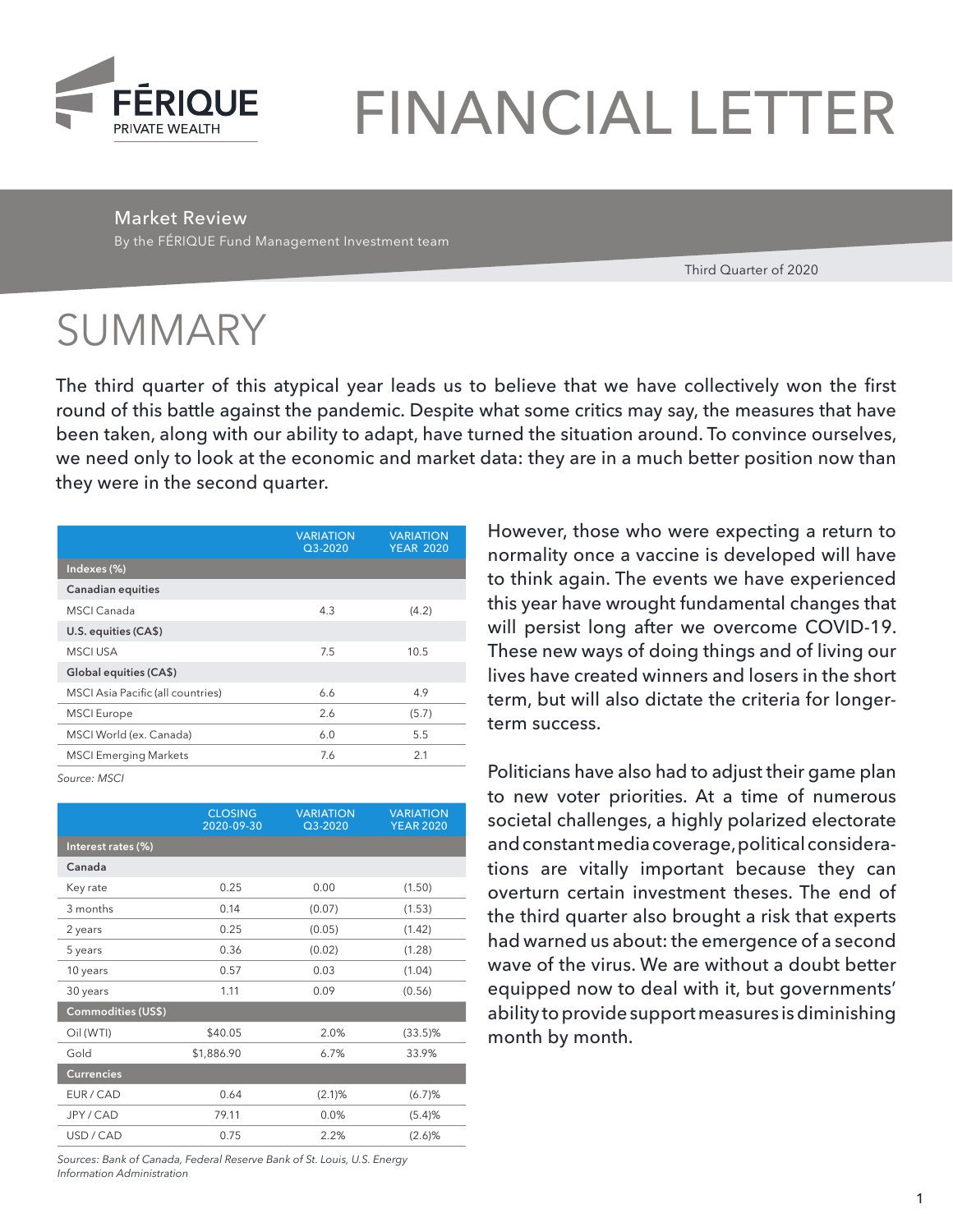FÉRIQUE PRIVATE WEALTH

# FINANCIAL LETTER

## Market Review

By the FÉRIQUE Fund Management Investment team

Third Quarter of 2020

# SUMMARY

The third quarter of this atypical year leads us to believe that we have collectively won the first round of this battle against the pandemic. Despite what some critics may say, the measures that have been taken, along with our ability to adapt, have turned the situation around. To convince ourselves, we need only to look at the economic and market data: they are in a much better position now than they were in the second quarter.

| | VARIATION Q3-2020 | VARIATION YEAR 2020 |
|---|---|---|
| **Indexes (%)** | | |
| **Canadian equities** | | |
| MSCI Canada | 4.3 | (4.2) |
| **U.S. equities (CA$)** | | |
| MSCI USA | 7.5 | 10.5 |
| **Global equities (CA$)** | | |
| MSCI Asia Pacific (all countries) | 6.6 | 4.9 |
| MSCI Europe | 2.6 | (5.7) |
| MSCI World (ex. Canada) | 6.0 | 5.5 |
| MSCI Emerging Markets | 7.6 | 2.1 |

*Source: MSCI*

| | CLOSING 2020-09-30 | VARIATION Q3-2020 | VARIATION YEAR 2020 |
|---|---|---|---|
| **Interest rates (%)** | | | |
| **Canada** | | | |
| Key rate | 0.25 | 0.00 | (1.50) |
| 3 months | 0.14 | (0.07) | (1.53) |
| 2 years | 0.25 | (0.05) | (1.42) |
| 5 years | 0.36 | (0.02) | (1.28) |
| 10 years | 0.57 | 0.03 | (1.04) |
| 30 years | 1.11 | 0.09 | (0.56) |
| **Commodities (US$)** | | | |
| Oil (WTI) | $40.05 | 2.0% | (33.5)% |
| Gold | $1,886.90 | 6.7% | 33.9% |
| **Currencies** | | | |
| EUR / CAD | 0.64 | (2.1)% | (6.7)% |
| JPY / CAD | 79.11 | 0.0% | (5.4)% |
| USD / CAD | 0.75 | 2.2% | (2.6)% |

*Sources: Bank of Canada, Federal Reserve Bank of St. Louis, U.S. Energy Information Administration*

However, those who were expecting a return to normality once a vaccine is developed will have to think again. The events we have experienced this year have wrought fundamental changes that will persist long after we overcome COVID-19. These new ways of doing things and of living our lives have created winners and losers in the short term, but will also dictate the criteria for longer-term success.

Politicians have also had to adjust their game plan to new voter priorities. At a time of numerous societal challenges, a highly polarized electorate and constant media coverage, political considerations are vitally important because they can overturn certain investment theses. The end of the third quarter also brought a risk that experts had warned us about: the emergence of a second wave of the virus. We are without a doubt better equipped now to deal with it, but governments' ability to provide support measures is diminishing month by month.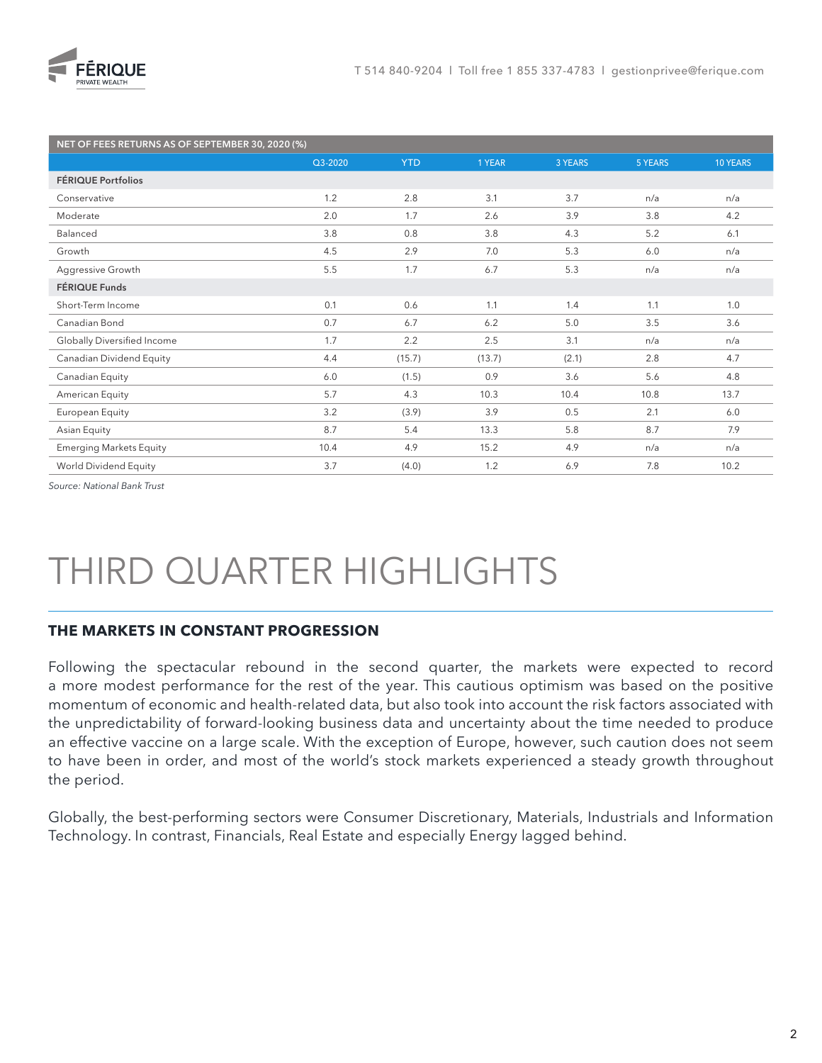| NET OF FEES RETURNS AS OF SEPTEMBER 30, 2020 (%) | | | | | | |
|---|---|---|---|---|---|---|
| | Q3-2020 | YTD | 1 YEAR | 3 YEARS | 5 YEARS | 10 YEARS |
| **FÉRIQUE Portfolios** | | | | | | |
| Conservative | 1.2 | 2.8 | 3.1 | 3.7 | n/a | n/a |
| Moderate | 2.0 | 1.7 | 2.6 | 3.9 | 3.8 | 4.2 |
| Balanced | 3.8 | 0.8 | 3.8 | 4.3 | 5.2 | 6.1 |
| Growth | 4.5 | 2.9 | 7.0 | 5.3 | 6.0 | n/a |
| Aggressive Growth | 5.5 | 1.7 | 6.7 | 5.3 | n/a | n/a |
| **FÉRIQUE Funds** | | | | | | |
| Short-Term Income | 0.1 | 0.6 | 1.1 | 1.4 | 1.1 | 1.0 |
| Canadian Bond | 0.7 | 6.7 | 6.2 | 5.0 | 3.5 | 3.6 |
| Globally Diversified Income | 1.7 | 2.2 | 2.5 | 3.1 | n/a | n/a |
| Canadian Dividend Equity | 4.4 | (15.7) | (13.7) | (2.1) | 2.8 | 4.7 |
| Canadian Equity | 6.0 | (1.5) | 0.9 | 3.6 | 5.6 | 4.8 |
| American Equity | 5.7 | 4.3 | 10.3 | 10.4 | 10.8 | 13.7 |
| European Equity | 3.2 | (3.9) | 3.9 | 0.5 | 2.1 | 6.0 |
| Asian Equity | 8.7 | 5.4 | 13.3 | 5.8 | 8.7 | 7.9 |
| Emerging Markets Equity | 10.4 | 4.9 | 15.2 | 4.9 | n/a | n/a |
| World Dividend Equity | 3.7 | (4.0) | 1.2 | 6.9 | 7.8 | 10.2 |

*Source: National Bank Trust*

# THIRD QUARTER HIGHLIGHTS

### THE MARKETS IN CONSTANT PROGRESSION

Following the spectacular rebound in the second quarter, the markets were expected to record a more modest performance for the rest of the year. This cautious optimism was based on the positive momentum of economic and health-related data, but also took into account the risk factors associated with the unpredictability of forward-looking business data and uncertainty about the time needed to produce an effective vaccine on a large scale. With the exception of Europe, however, such caution does not seem to have been in order, and most of the world's stock markets experienced a steady growth throughout the period.

Globally, the best-performing sectors were Consumer Discretionary, Materials, Industrials and Information Technology. In contrast, Financials, Real Estate and especially Energy lagged behind.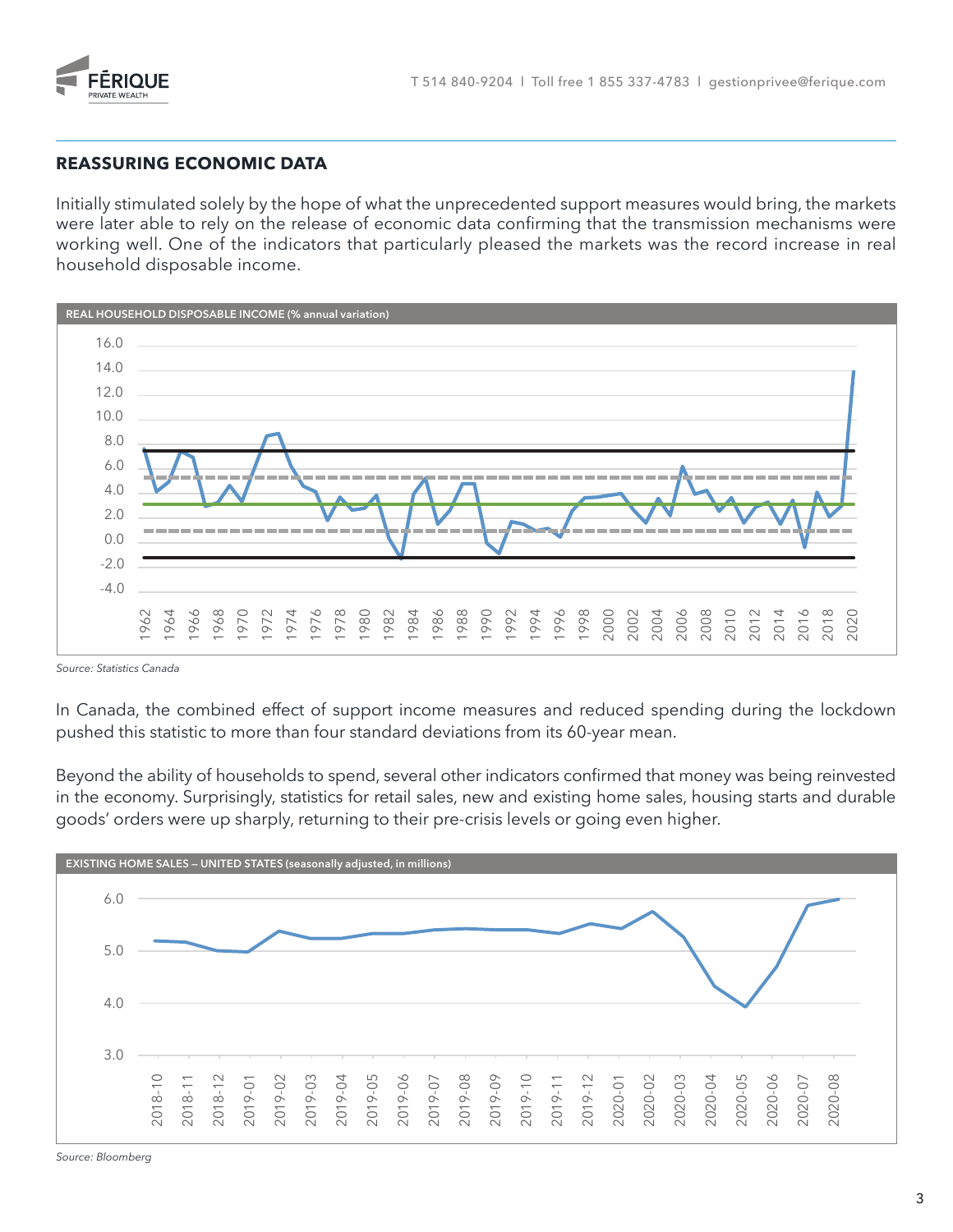## REASSURING ECONOMIC DATA

Initially stimulated solely by the hope of what the unprecedented support measures would bring, the markets were later able to rely on the release of economic data confirming that the transmission mechanisms were working well. One of the indicators that particularly pleased the markets was the record increase in real household disposable income.

**REAL HOUSEHOLD DISPOSABLE INCOME (% annual variation)**

*Source: Statistics Canada*

In Canada, the combined effect of support income measures and reduced spending during the lockdown pushed this statistic to more than four standard deviations from its 60-year mean.

Beyond the ability of households to spend, several other indicators confirmed that money was being reinvested in the economy. Surprisingly, statistics for retail sales, new and existing home sales, housing starts and durable goods' orders were up sharply, returning to their pre-crisis levels or going even higher.

**EXISTING HOME SALES – UNITED STATES (seasonally adjusted, in millions)**

*Source: Bloomberg*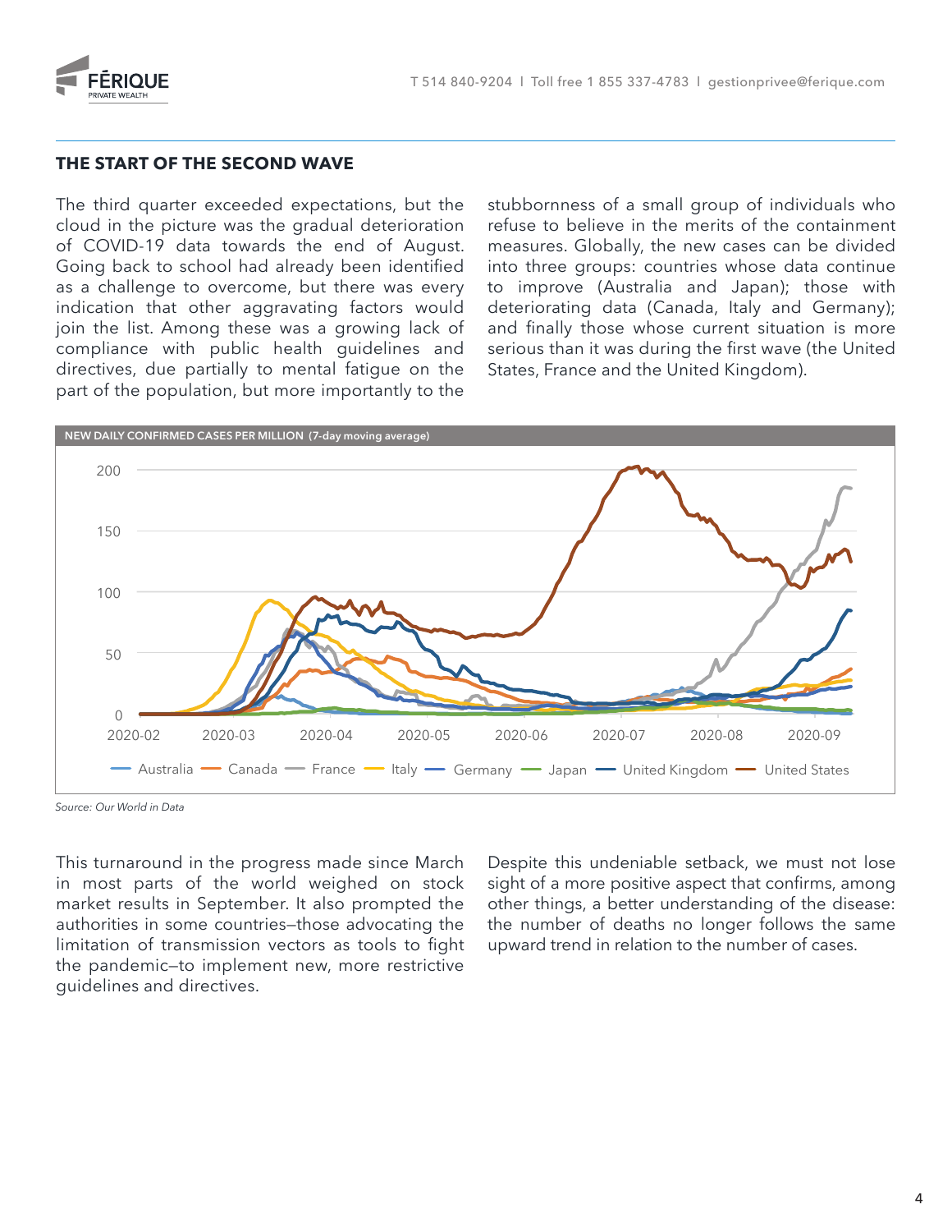## THE START OF THE SECOND WAVE

The third quarter exceeded expectations, but the cloud in the picture was the gradual deterioration of COVID-19 data towards the end of August. Going back to school had already been identified as a challenge to overcome, but there was every indication that other aggravating factors would join the list. Among these was a growing lack of compliance with public health guidelines and directives, due partially to mental fatigue on the part of the population, but more importantly to the stubbornness of a small group of individuals who refuse to believe in the merits of the containment measures. Globally, the new cases can be divided into three groups: countries whose data continue to improve (Australia and Japan); those with deteriorating data (Canada, Italy and Germany); and finally those whose current situation is more serious than it was during the first wave (the United States, France and the United Kingdom).

NEW DAILY CONFIRMED CASES PER MILLION (7-day moving average)

*Source: Our World in Data*

This turnaround in the progress made since March in most parts of the world weighed on stock market results in September. It also prompted the authorities in some countries—those advocating the limitation of transmission vectors as tools to fight the pandemic—to implement new, more restrictive guidelines and directives.

Despite this undeniable setback, we must not lose sight of a more positive aspect that confirms, among other things, a better understanding of the disease: the number of deaths no longer follows the same upward trend in relation to the number of cases.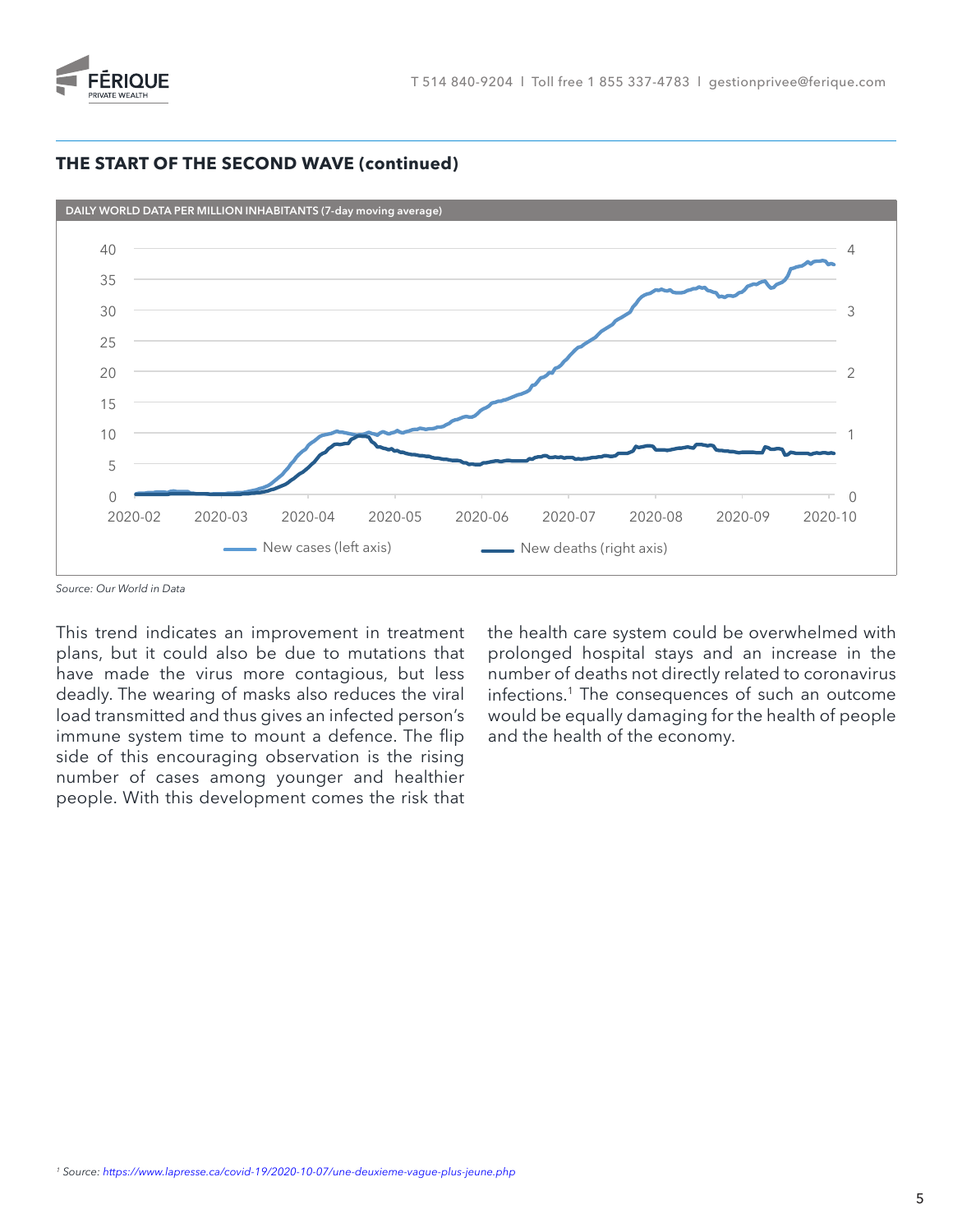## THE START OF THE SECOND WAVE (continued)

DAILY WORLD DATA PER MILLION INHABITANTS (7-day moving average)

Source: Our World in Data

This trend indicates an improvement in treatment plans, but it could also be due to mutations that have made the virus more contagious, but less deadly. The wearing of masks also reduces the viral load transmitted and thus gives an infected person's immune system time to mount a defence. The flip side of this encouraging observation is the rising number of cases among younger and healthier people. With this development comes the risk that the health care system could be overwhelmed with prolonged hospital stays and an increase in the number of deaths not directly related to coronavirus infections.[1] The consequences of such an outcome would be equally damaging for the health of people and the health of the economy.

[1] Source: https://www.lapresse.ca/covid-19/2020-10-07/une-deuxieme-vague-plus-jeune.php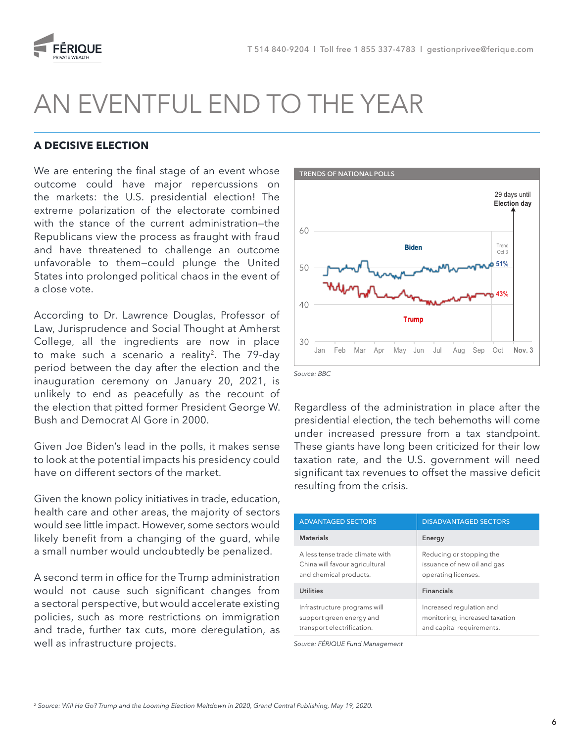# AN EVENTFUL END TO THE YEAR

## A DECISIVE ELECTION

We are entering the final stage of an event whose outcome could have major repercussions on the markets: the U.S. presidential election! The extreme polarization of the electorate combined with the stance of the current administration—the Republicans view the process as fraught with fraud and have threatened to challenge an outcome unfavorable to them—could plunge the United States into prolonged political chaos in the event of a close vote.

According to Dr. Lawrence Douglas, Professor of Law, Jurisprudence and Social Thought at Amherst College, all the ingredients are now in place to make such a scenario a reality[2]. The 79-day period between the day after the election and the inauguration ceremony on January 20, 2021, is unlikely to end as peacefully as the recount of the election that pitted former President George W. Bush and Democrat Al Gore in 2000.

Given Joe Biden's lead in the polls, it makes sense to look at the potential impacts his presidency could have on different sectors of the market.

Given the known policy initiatives in trade, education, health care and other areas, the majority of sectors would see little impact. However, some sectors would likely benefit from a changing of the guard, while a small number would undoubtedly be penalized.

A second term in office for the Trump administration would not cause such significant changes from a sectoral perspective, but would accelerate existing policies, such as more restrictions on immigration and trade, further tax cuts, more deregulation, as well as infrastructure projects.

**TRENDS OF NATIONAL POLLS**

Source: BBC

Regardless of the administration in place after the presidential election, the tech behemoths will come under increased pressure from a tax standpoint. These giants have long been criticized for their low taxation rate, and the U.S. government will need significant tax revenues to offset the massive deficit resulting from the crisis.

| ADVANTAGED SECTORS | DISADVANTAGED SECTORS |
|---|---|
| **Materials** | **Energy** |
| A less tense trade climate with China will favour agricultural and chemical products. | Reducing or stopping the issuance of new oil and gas operating licenses. |
| **Utilities** | **Financials** |
| Infrastructure programs will support green energy and transport electrification. | Increased regulation and monitoring, increased taxation and capital requirements. |

*Source: FÉRIQUE Fund Management*

[2] *Source: Will He Go? Trump and the Looming Election Meltdown in 2020, Grand Central Publishing, May 19, 2020.*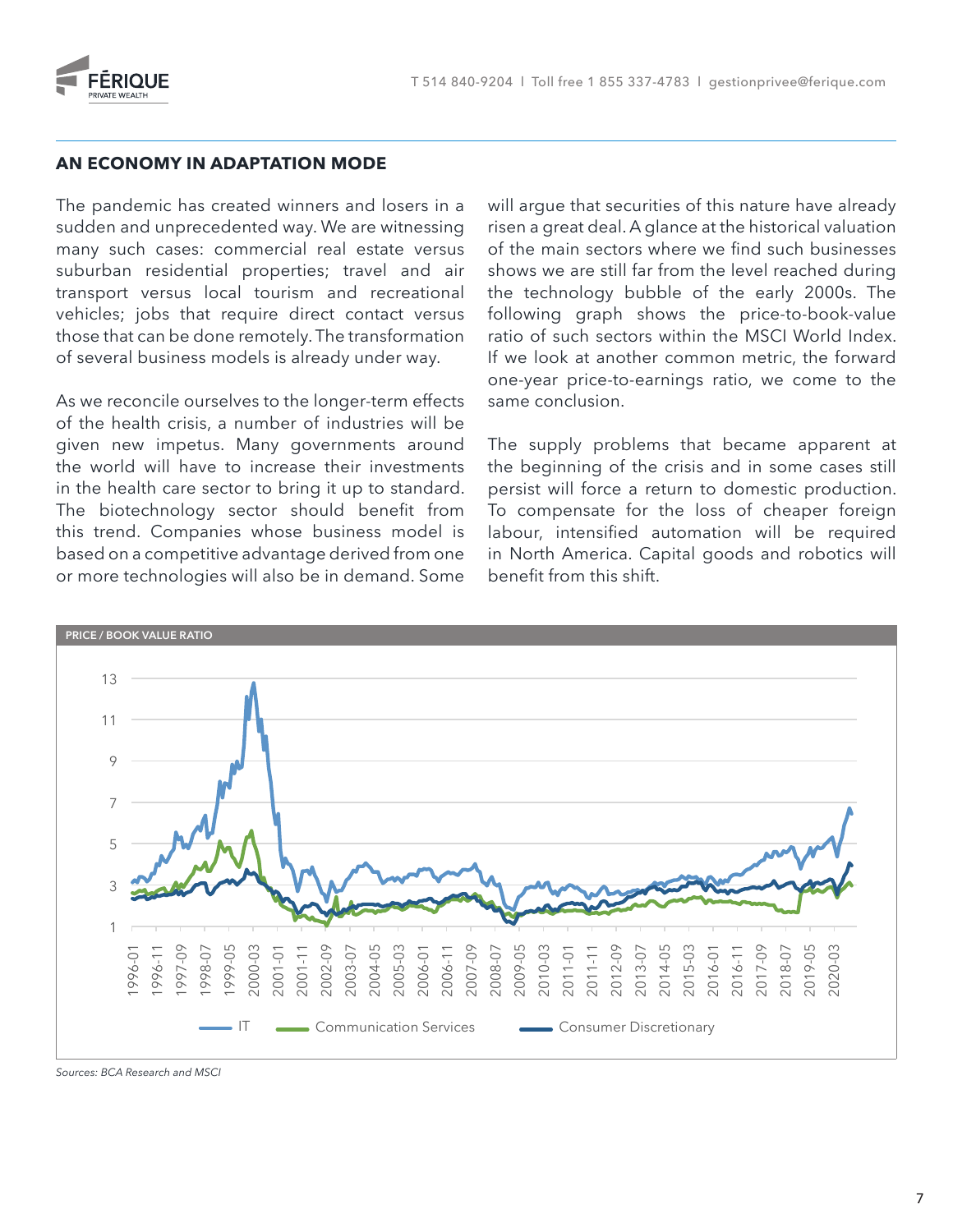## AN ECONOMY IN ADAPTATION MODE

The pandemic has created winners and losers in a sudden and unprecedented way. We are witnessing many such cases: commercial real estate versus suburban residential properties; travel and air transport versus local tourism and recreational vehicles; jobs that require direct contact versus those that can be done remotely. The transformation of several business models is already under way.

As we reconcile ourselves to the longer-term effects of the health crisis, a number of industries will be given new impetus. Many governments around the world will have to increase their investments in the health care sector to bring it up to standard. The biotechnology sector should benefit from this trend. Companies whose business model is based on a competitive advantage derived from one or more technologies will also be in demand. Some will argue that securities of this nature have already risen a great deal. A glance at the historical valuation of the main sectors where we find such businesses shows we are still far from the level reached during the technology bubble of the early 2000s. The following graph shows the price-to-book-value ratio of such sectors within the MSCI World Index. If we look at another common metric, the forward one-year price-to-earnings ratio, we come to the same conclusion.

The supply problems that became apparent at the beginning of the crisis and in some cases still persist will force a return to domestic production. To compensate for the loss of cheaper foreign labour, intensified automation will be required in North America. Capital goods and robotics will benefit from this shift.

**PRICE / BOOK VALUE RATIO**

*Sources: BCA Research and MSCI*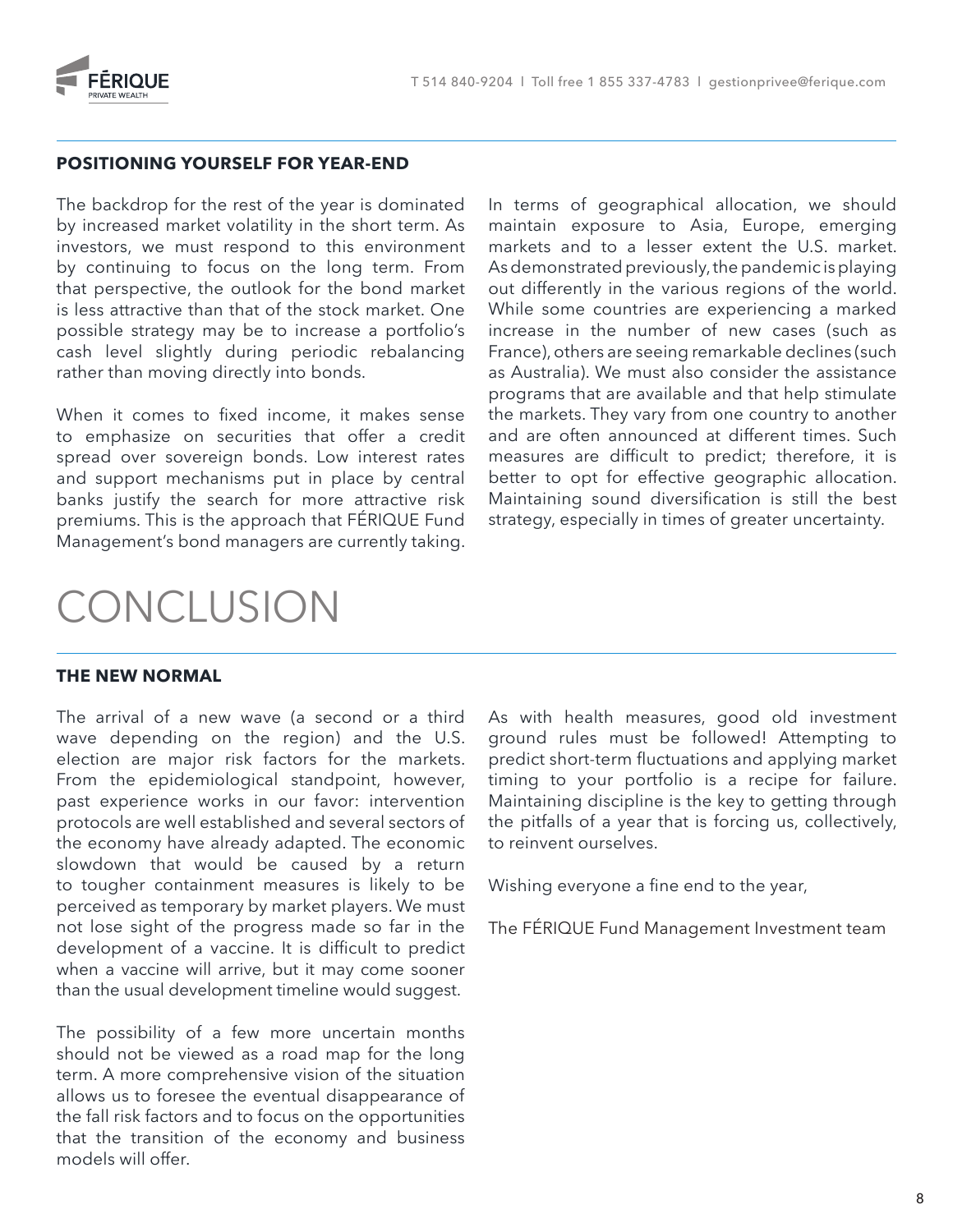### POSITIONING YOURSELF FOR YEAR-END

The backdrop for the rest of the year is dominated by increased market volatility in the short term. As investors, we must respond to this environment by continuing to focus on the long term. From that perspective, the outlook for the bond market is less attractive than that of the stock market. One possible strategy may be to increase a portfolio's cash level slightly during periodic rebalancing rather than moving directly into bonds.

When it comes to fixed income, it makes sense to emphasize on securities that offer a credit spread over sovereign bonds. Low interest rates and support mechanisms put in place by central banks justify the search for more attractive risk premiums. This is the approach that FÉRIQUE Fund Management's bond managers are currently taking.

In terms of geographical allocation, we should maintain exposure to Asia, Europe, emerging markets and to a lesser extent the U.S. market. As demonstrated previously, the pandemic is playing out differently in the various regions of the world. While some countries are experiencing a marked increase in the number of new cases (such as France), others are seeing remarkable declines (such as Australia). We must also consider the assistance programs that are available and that help stimulate the markets. They vary from one country to another and are often announced at different times. Such measures are difficult to predict; therefore, it is better to opt for effective geographic allocation. Maintaining sound diversification is still the best strategy, especially in times of greater uncertainty.

# CONCLUSION

### THE NEW NORMAL

The arrival of a new wave (a second or a third wave depending on the region) and the U.S. election are major risk factors for the markets. From the epidemiological standpoint, however, past experience works in our favor: intervention protocols are well established and several sectors of the economy have already adapted. The economic slowdown that would be caused by a return to tougher containment measures is likely to be perceived as temporary by market players. We must not lose sight of the progress made so far in the development of a vaccine. It is difficult to predict when a vaccine will arrive, but it may come sooner than the usual development timeline would suggest.

The possibility of a few more uncertain months should not be viewed as a road map for the long term. A more comprehensive vision of the situation allows us to foresee the eventual disappearance of the fall risk factors and to focus on the opportunities that the transition of the economy and business models will offer.

As with health measures, good old investment ground rules must be followed! Attempting to predict short-term fluctuations and applying market timing to your portfolio is a recipe for failure. Maintaining discipline is the key to getting through the pitfalls of a year that is forcing us, collectively, to reinvent ourselves.

Wishing everyone a fine end to the year,

The FÉRIQUE Fund Management Investment team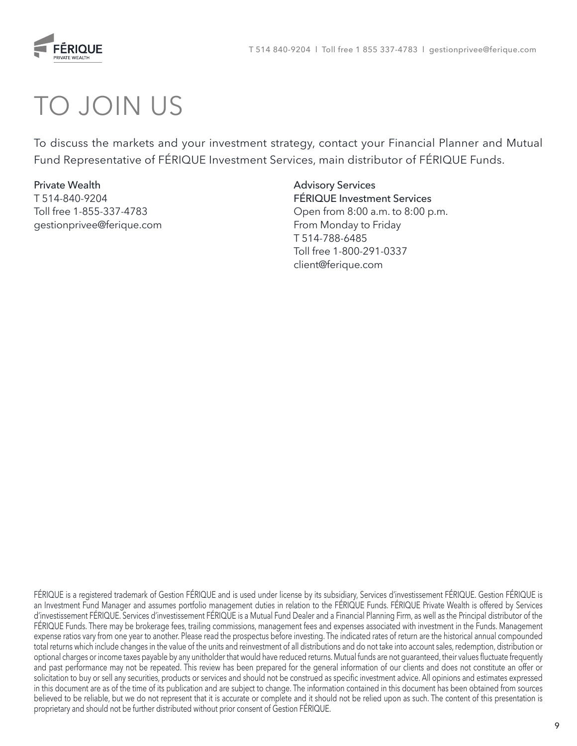# TO JOIN US

To discuss the markets and your investment strategy, contact your Financial Planner and Mutual Fund Representative of FÉRIQUE Investment Services, main distributor of FÉRIQUE Funds.

Private Wealth
T 514-840-9204
Toll free 1-855-337-4783
gestionprivee@ferique.com

Advisory Services
FÉRIQUE Investment Services
Open from 8:00 a.m. to 8:00 p.m.
From Monday to Friday
T 514-788-6485
Toll free 1-800-291-0337
client@ferique.com

FÉRIQUE is a registered trademark of Gestion FÉRIQUE and is used under license by its subsidiary, Services d'investissement FÉRIQUE. Gestion FÉRIQUE is an Investment Fund Manager and assumes portfolio management duties in relation to the FÉRIQUE Funds. FÉRIQUE Private Wealth is offered by Services d'investissement FÉRIQUE. Services d'investissement FÉRIQUE is a Mutual Fund Dealer and a Financial Planning Firm, as well as the Principal distributor of the FÉRIQUE Funds. There may be brokerage fees, trailing commissions, management fees and expenses associated with investment in the Funds. Management expense ratios vary from one year to another. Please read the prospectus before investing. The indicated rates of return are the historical annual compounded total returns which include changes in the value of the units and reinvestment of all distributions and do not take into account sales, redemption, distribution or optional charges or income taxes payable by any unitholder that would have reduced returns. Mutual funds are not guaranteed, their values fluctuate frequently and past performance may not be repeated. This review has been prepared for the general information of our clients and does not constitute an offer or solicitation to buy or sell any securities, products or services and should not be construed as specific investment advice. All opinions and estimates expressed in this document are as of the time of its publication and are subject to change. The information contained in this document has been obtained from sources believed to be reliable, but we do not represent that it is accurate or complete and it should not be relied upon as such. The content of this presentation is proprietary and should not be further distributed without prior consent of Gestion FÉRIQUE.